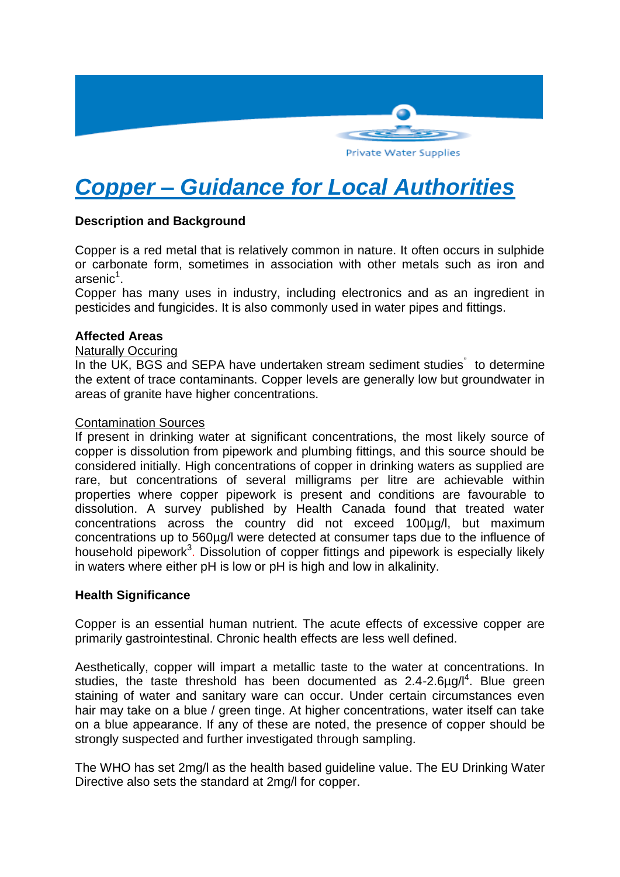Private Water Supplies

# Copper – Guidance for Local Authorities

**Description and Background**

Copper is a red metal that is relatively common in nature. It often occurs in sulphide or carbonate form, sometimes in association with other metals such as iron and arsenic[1].

Copper has many uses in industry, including electronics and as an ingredient in pesticides and fungicides. It is also commonly used in water pipes and fittings.

**Affected Areas**

Naturally Occuring

In the UK, BGS and SEPA have undertaken stream sediment studies[*] to determine the extent of trace contaminants. Copper levels are generally low but groundwater in areas of granite have higher concentrations.

Contamination Sources

If present in drinking water at significant concentrations, the most likely source of copper is dissolution from pipework and plumbing fittings, and this source should be considered initially. High concentrations of copper in drinking waters as supplied are rare, but concentrations of several milligrams per litre are achievable within properties where copper pipework is present and conditions are favourable to dissolution. A survey published by Health Canada found that treated water concentrations across the country did not exceed 100µg/l, but maximum concentrations up to 560µg/l were detected at consumer taps due to the influence of household pipework[3]. Dissolution of copper fittings and pipework is especially likely in waters where either pH is low or pH is high and low in alkalinity.

**Health Significance**

Copper is an essential human nutrient. The acute effects of excessive copper are primarily gastrointestinal. Chronic health effects are less well defined.

Aesthetically, copper will impart a metallic taste to the water at concentrations. In studies, the taste threshold has been documented as 2.4-2.6µg/l[4]. Blue green staining of water and sanitary ware can occur. Under certain circumstances even hair may take on a blue / green tinge. At higher concentrations, water itself can take on a blue appearance. If any of these are noted, the presence of copper should be strongly suspected and further investigated through sampling.

The WHO has set 2mg/l as the health based guideline value. The EU Drinking Water Directive also sets the standard at 2mg/l for copper.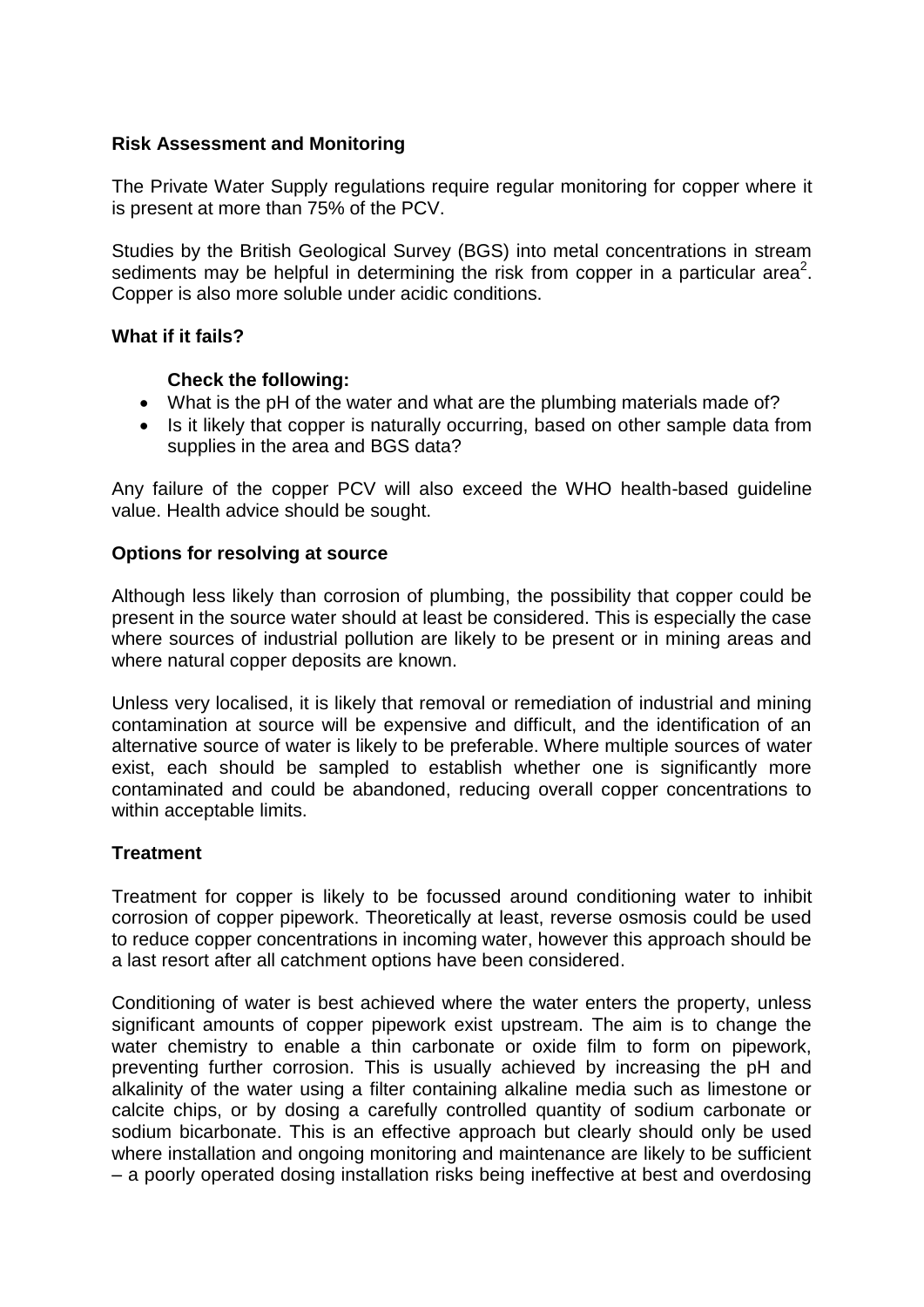**Risk Assessment and Monitoring**

The Private Water Supply regulations require regular monitoring for copper where it is present at more than 75% of the PCV.

Studies by the British Geological Survey (BGS) into metal concentrations in stream sediments may be helpful in determining the risk from copper in a particular area[2]. Copper is also more soluble under acidic conditions.

**What if it fails?**

**Check the following:**

- What is the pH of the water and what are the plumbing materials made of?
- Is it likely that copper is naturally occurring, based on other sample data from supplies in the area and BGS data?

Any failure of the copper PCV will also exceed the WHO health-based guideline value. Health advice should be sought.

**Options for resolving at source**

Although less likely than corrosion of plumbing, the possibility that copper could be present in the source water should at least be considered. This is especially the case where sources of industrial pollution are likely to be present or in mining areas and where natural copper deposits are known.

Unless very localised, it is likely that removal or remediation of industrial and mining contamination at source will be expensive and difficult, and the identification of an alternative source of water is likely to be preferable. Where multiple sources of water exist, each should be sampled to establish whether one is significantly more contaminated and could be abandoned, reducing overall copper concentrations to within acceptable limits.

**Treatment**

Treatment for copper is likely to be focussed around conditioning water to inhibit corrosion of copper pipework. Theoretically at least, reverse osmosis could be used to reduce copper concentrations in incoming water, however this approach should be a last resort after all catchment options have been considered.

Conditioning of water is best achieved where the water enters the property, unless significant amounts of copper pipework exist upstream. The aim is to change the water chemistry to enable a thin carbonate or oxide film to form on pipework, preventing further corrosion. This is usually achieved by increasing the pH and alkalinity of the water using a filter containing alkaline media such as limestone or calcite chips, or by dosing a carefully controlled quantity of sodium carbonate or sodium bicarbonate. This is an effective approach but clearly should only be used where installation and ongoing monitoring and maintenance are likely to be sufficient – a poorly operated dosing installation risks being ineffective at best and overdosing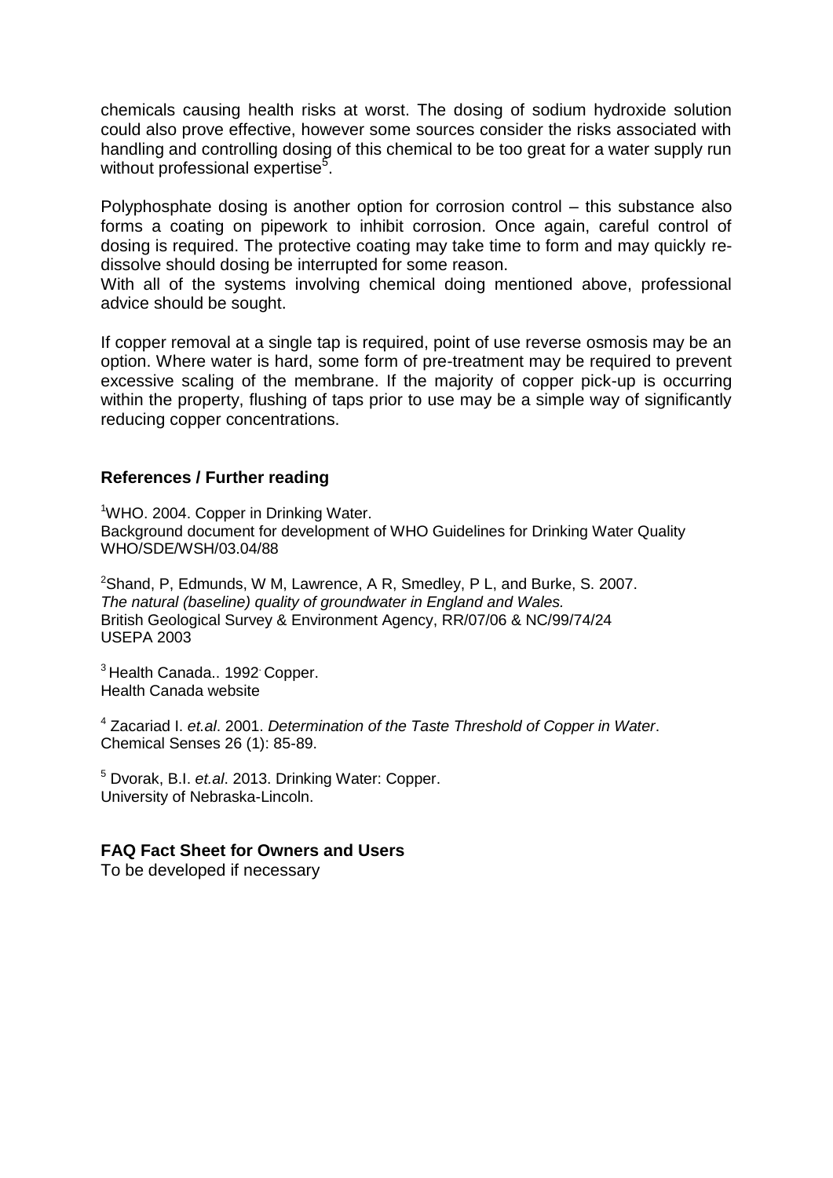chemicals causing health risks at worst. The dosing of sodium hydroxide solution could also prove effective, however some sources consider the risks associated with handling and controlling dosing of this chemical to be too great for a water supply run without professional expertise[5].

Polyphosphate dosing is another option for corrosion control – this substance also forms a coating on pipework to inhibit corrosion. Once again, careful control of dosing is required. The protective coating may take time to form and may quickly re-dissolve should dosing be interrupted for some reason.
With all of the systems involving chemical doing mentioned above, professional advice should be sought.

If copper removal at a single tap is required, point of use reverse osmosis may be an option. Where water is hard, some form of pre-treatment may be required to prevent excessive scaling of the membrane. If the majority of copper pick-up is occurring within the property, flushing of taps prior to use may be a simple way of significantly reducing copper concentrations.

## References / Further reading

[1]WHO. 2004. Copper in Drinking Water.
Background document for development of WHO Guidelines for Drinking Water Quality WHO/SDE/WSH/03.04/88

[2]Shand, P, Edmunds, W M, Lawrence, A R, Smedley, P L, and Burke, S. 2007.
*The natural (baseline) quality of groundwater in England and Wales.*
British Geological Survey & Environment Agency, RR/07/06 & NC/99/74/24
USEPA 2003

[3] Health Canada.. 1992. Copper.
Health Canada website

[4] Zacariad I. *et.al*. 2001. *Determination of the Taste Threshold of Copper in Water*.
Chemical Senses 26 (1): 85-89.

[5] Dvorak, B.I. *et.al*. 2013. Drinking Water: Copper.
University of Nebraska-Lincoln.

## FAQ Fact Sheet for Owners and Users

To be developed if necessary